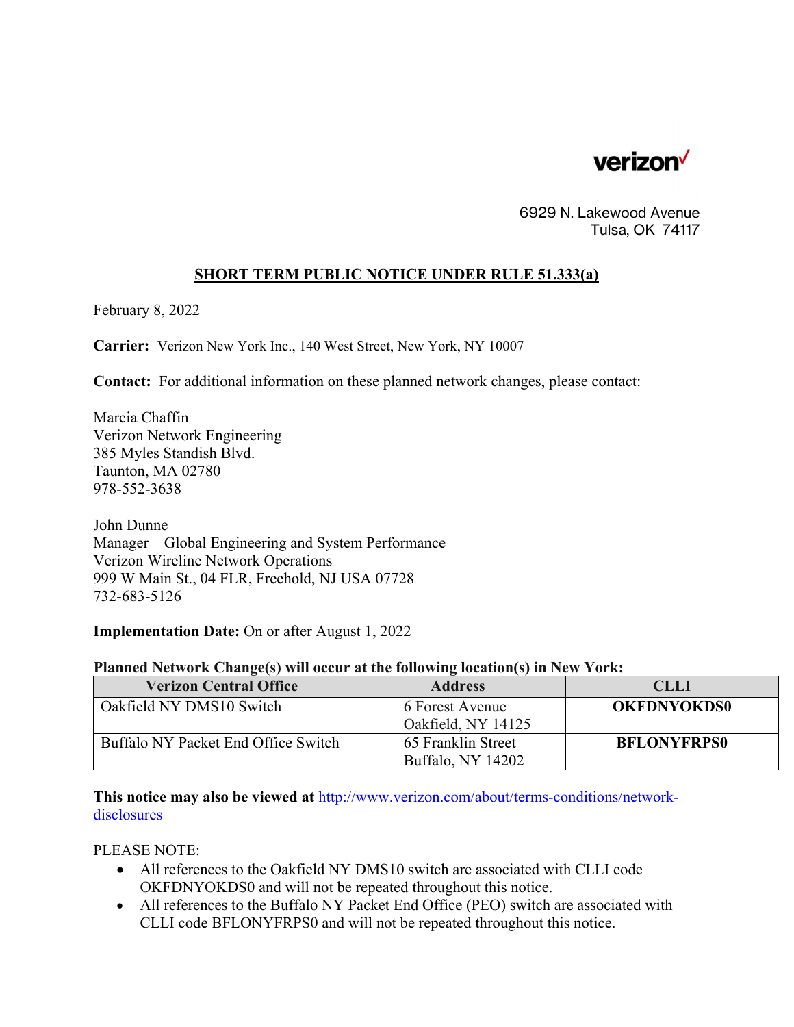verizon

6929 N. Lakewood Avenue
Tulsa, OK 74117

## SHORT TERM PUBLIC NOTICE UNDER RULE 51.333(a)

February 8, 2022

**Carrier:** Verizon New York Inc., 140 West Street, New York, NY 10007

**Contact:** For additional information on these planned network changes, please contact:

Marcia Chaffin
Verizon Network Engineering
385 Myles Standish Blvd.
Taunton, MA 02780
978-552-3638

John Dunne
Manager – Global Engineering and System Performance
Verizon Wireline Network Operations
999 W Main St., 04 FLR, Freehold, NJ USA 07728
732-683-5126

**Implementation Date:** On or after August 1, 2022

**Planned Network Change(s) will occur at the following location(s) in New York:**

| Verizon Central Office | Address | CLLI |
|---|---|---|
| Oakfield NY DMS10 Switch | 6 Forest Avenue Oakfield, NY 14125 | **OKFDNYOKDS0** |
| Buffalo NY Packet End Office Switch | 65 Franklin Street Buffalo, NY 14202 | **BFLONYFRPS0** |

**This notice may also be viewed at** http://www.verizon.com/about/terms-conditions/network-disclosures

PLEASE NOTE:

- All references to the Oakfield NY DMS10 switch are associated with CLLI code OKFDNYOKDS0 and will not be repeated throughout this notice.
- All references to the Buffalo NY Packet End Office (PEO) switch are associated with CLLI code BFLONYFRPS0 and will not be repeated throughout this notice.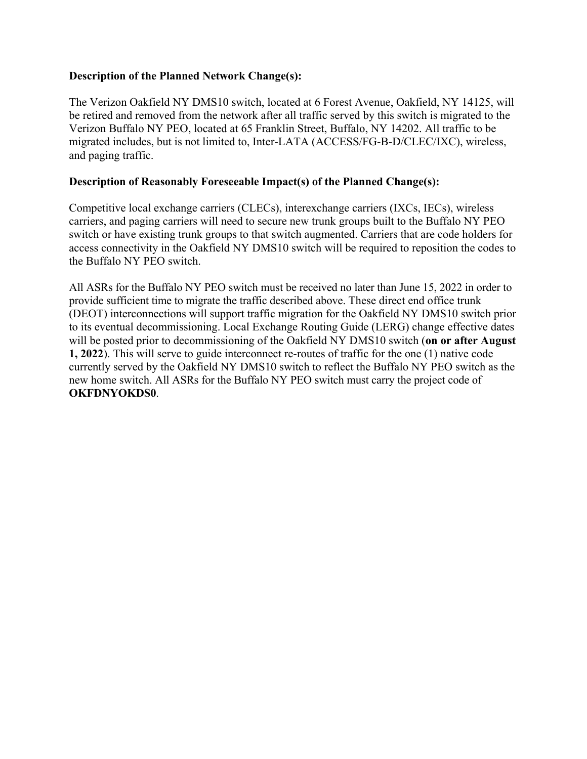**Description of the Planned Network Change(s):**

The Verizon Oakfield NY DMS10 switch, located at 6 Forest Avenue, Oakfield, NY 14125, will be retired and removed from the network after all traffic served by this switch is migrated to the Verizon Buffalo NY PEO, located at 65 Franklin Street, Buffalo, NY 14202. All traffic to be migrated includes, but is not limited to, Inter-LATA (ACCESS/FG-B-D/CLEC/IXC), wireless, and paging traffic.

**Description of Reasonably Foreseeable Impact(s) of the Planned Change(s):**

Competitive local exchange carriers (CLECs), interexchange carriers (IXCs, IECs), wireless carriers, and paging carriers will need to secure new trunk groups built to the Buffalo NY PEO switch or have existing trunk groups to that switch augmented. Carriers that are code holders for access connectivity in the Oakfield NY DMS10 switch will be required to reposition the codes to the Buffalo NY PEO switch.

All ASRs for the Buffalo NY PEO switch must be received no later than June 15, 2022 in order to provide sufficient time to migrate the traffic described above. These direct end office trunk (DEOT) interconnections will support traffic migration for the Oakfield NY DMS10 switch prior to its eventual decommissioning. Local Exchange Routing Guide (LERG) change effective dates will be posted prior to decommissioning of the Oakfield NY DMS10 switch (**on or after August 1, 2022**). This will serve to guide interconnect re-routes of traffic for the one (1) native code currently served by the Oakfield NY DMS10 switch to reflect the Buffalo NY PEO switch as the new home switch. All ASRs for the Buffalo NY PEO switch must carry the project code of **OKFDNYOKDS0**.